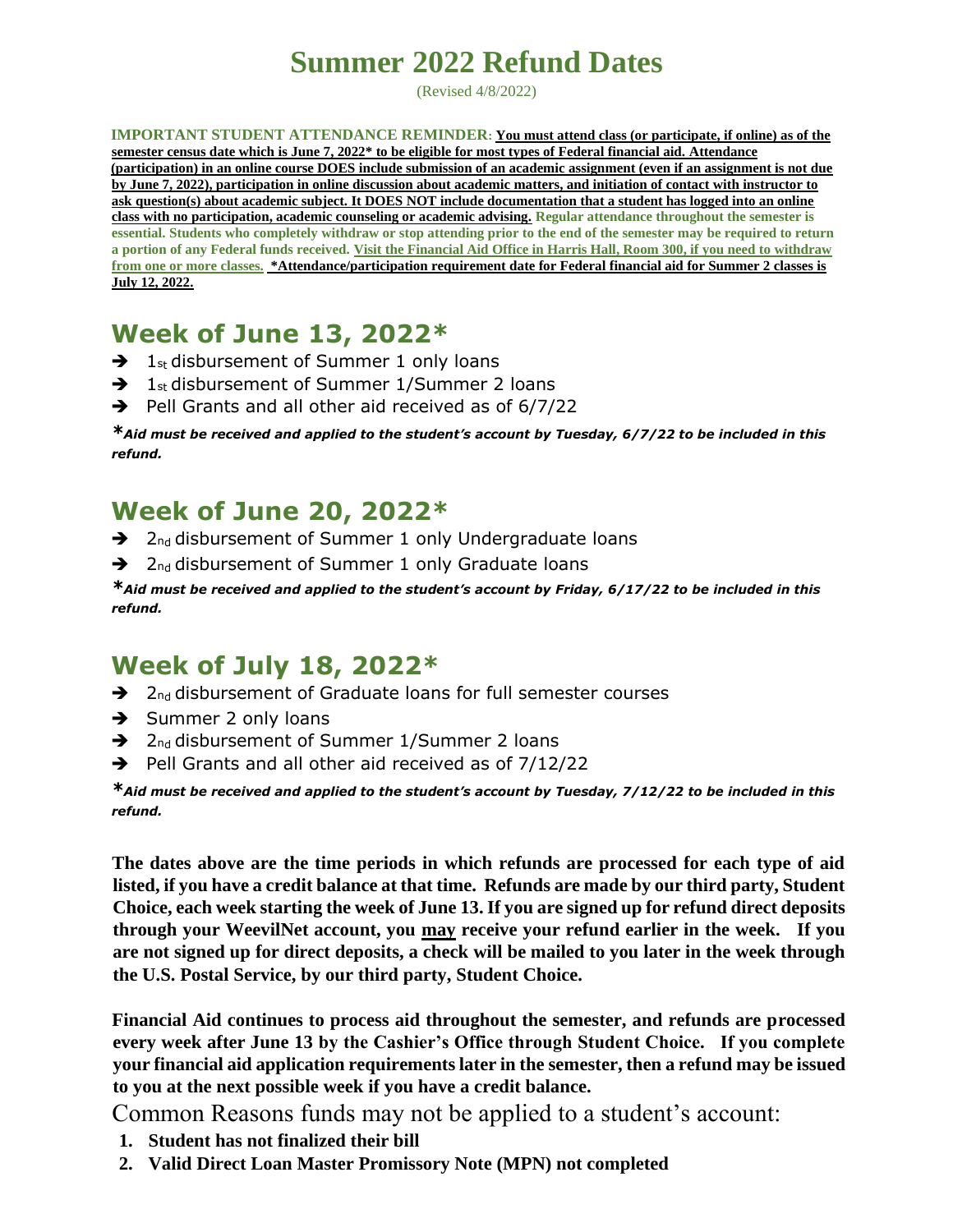# Summer 2022 Refund Dates

(Revised 4/8/2022)

**IMPORTANT STUDENT ATTENDANCE REMINDER: You must attend class (or participate, if online) as of the semester census date which is June 7, 2022* to be eligible for most types of Federal financial aid. Attendance (participation) in an online course DOES include submission of an academic assignment (even if an assignment is not due by June 7, 2022), participation in online discussion about academic matters, and initiation of contact with instructor to ask question(s) about academic subject. It DOES NOT include documentation that a student has logged into an online class with no participation, academic counseling or academic advising. Regular attendance throughout the semester is essential. Students who completely withdraw or stop attending prior to the end of the semester may be required to return a portion of any Federal funds received. Visit the Financial Aid Office in Harris Hall, Room 300, if you need to withdraw from one or more classes. *Attendance/participation requirement date for Federal financial aid for Summer 2 classes is July 12, 2022.**

## Week of June 13, 2022*

- ➔ 1st disbursement of Summer 1 only loans
- ➔ 1st disbursement of Summer 1/Summer 2 loans
- ➔ Pell Grants and all other aid received as of 6/7/22

****Aid must be received and applied to the student's account by Tuesday, 6/7/22 to be included in this refund.***

## Week of June 20, 2022*

- ➔ 2nd disbursement of Summer 1 only Undergraduate loans
- ➔ 2nd disbursement of Summer 1 only Graduate loans

****Aid must be received and applied to the student's account by Friday, 6/17/22 to be included in this refund.***

## Week of July 18, 2022*

- ➔ 2nd disbursement of Graduate loans for full semester courses
- ➔ Summer 2 only loans
- ➔ 2nd disbursement of Summer 1/Summer 2 loans
- ➔ Pell Grants and all other aid received as of 7/12/22

****Aid must be received and applied to the student's account by Tuesday, 7/12/22 to be included in this refund.***

**The dates above are the time periods in which refunds are processed for each type of aid listed, if you have a credit balance at that time. Refunds are made by our third party, Student Choice, each week starting the week of June 13. If you are signed up for refund direct deposits through your WeevilNet account, you may receive your refund earlier in the week. If you are not signed up for direct deposits, a check will be mailed to you later in the week through the U.S. Postal Service, by our third party, Student Choice.**

**Financial Aid continues to process aid throughout the semester, and refunds are processed every week after June 13 by the Cashier's Office through Student Choice. If you complete your financial aid application requirements later in the semester, then a refund may be issued to you at the next possible week if you have a credit balance.**

Common Reasons funds may not be applied to a student's account:

1. **Student has not finalized their bill**
2. **Valid Direct Loan Master Promissory Note (MPN) not completed**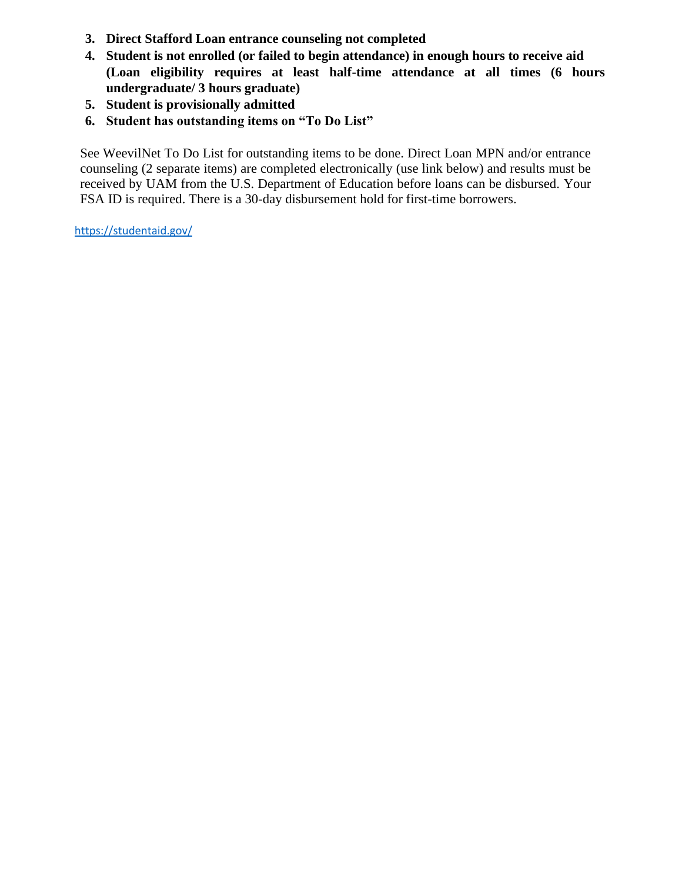3. **Direct Stafford Loan entrance counseling not completed**
4. **Student is not enrolled (or failed to begin attendance) in enough hours to receive aid (Loan eligibility requires at least half-time attendance at all times (6 hours undergraduate/ 3 hours graduate)**
5. **Student is provisionally admitted**
6. **Student has outstanding items on "To Do List"**

See WeevilNet To Do List for outstanding items to be done. Direct Loan MPN and/or entrance counseling (2 separate items) are completed electronically (use link below) and results must be received by UAM from the U.S. Department of Education before loans can be disbursed. Your FSA ID is required. There is a 30-day disbursement hold for first-time borrowers.

https://studentaid.gov/